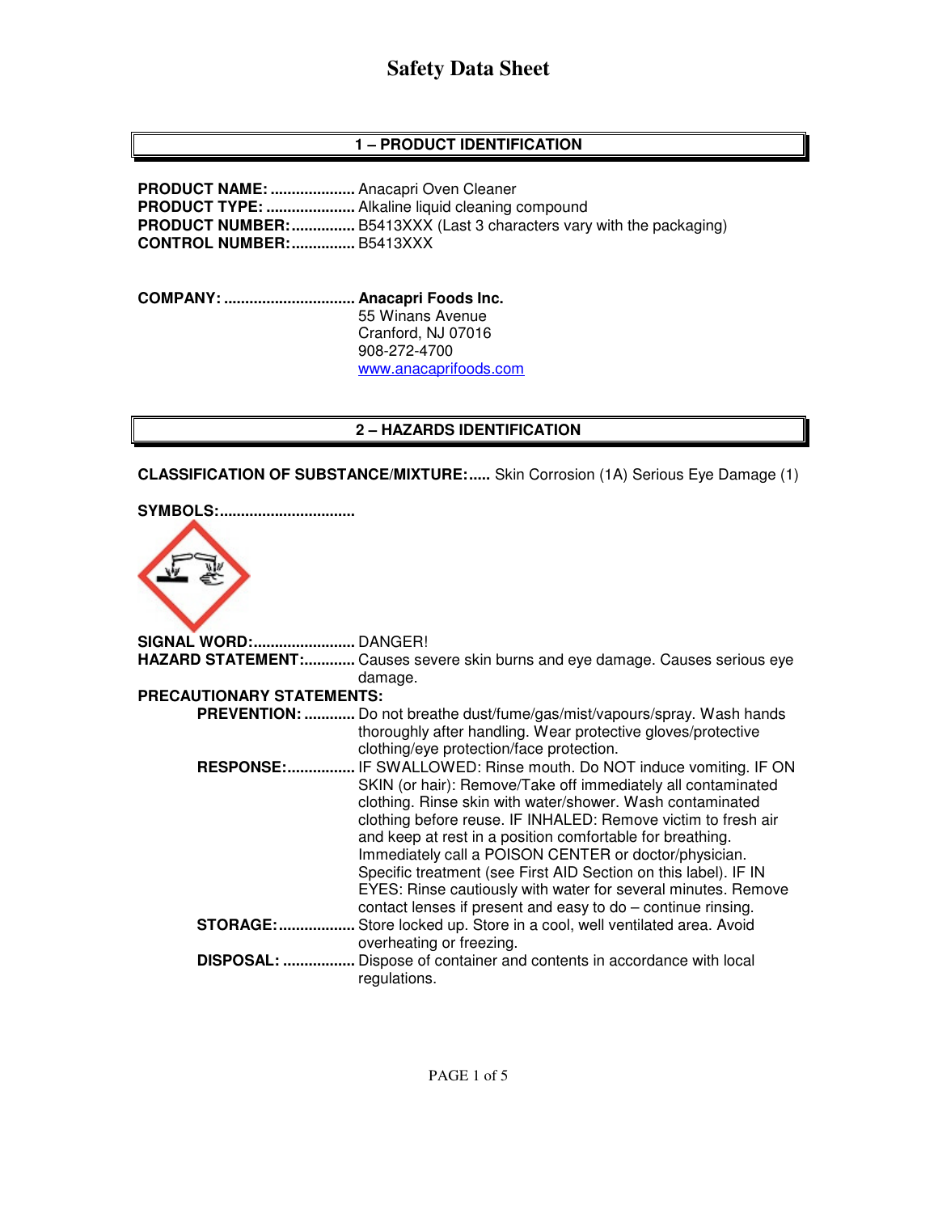# Safety Data Sheet

## 1 – PRODUCT IDENTIFICATION

**PRODUCT NAME:** .................... Anacapri Oven Cleaner
**PRODUCT TYPE:** ..................... Alkaline liquid cleaning compound
**PRODUCT NUMBER:** ............... B5413XXX (Last 3 characters vary with the packaging)
**CONTROL NUMBER:** ............... B5413XXX

**COMPANY:** ............................... **Anacapri Foods Inc.**
55 Winans Avenue
Cranford, NJ 07016
908-272-4700
www.anacaprifoods.com

## 2 – HAZARDS IDENTIFICATION

**CLASSIFICATION OF SUBSTANCE/MIXTURE:**..... Skin Corrosion (1A) Serious Eye Damage (1)

**SYMBOLS:**...............................

**SIGNAL WORD:**........................ DANGER!
**HAZARD STATEMENT:**............ Causes severe skin burns and eye damage. Causes serious eye damage.
**PRECAUTIONARY STATEMENTS:**

- **PREVENTION:** ............ Do not breathe dust/fume/gas/mist/vapours/spray. Wash hands thoroughly after handling. Wear protective gloves/protective clothing/eye protection/face protection.
- **RESPONSE:**................ IF SWALLOWED: Rinse mouth. Do NOT induce vomiting. IF ON SKIN (or hair): Remove/Take off immediately all contaminated clothing. Rinse skin with water/shower. Wash contaminated clothing before reuse. IF INHALED: Remove victim to fresh air and keep at rest in a position comfortable for breathing. Immediately call a POISON CENTER or doctor/physician. Specific treatment (see First AID Section on this label). IF IN EYES: Rinse cautiously with water for several minutes. Remove contact lenses if present and easy to do – continue rinsing.
- **STORAGE:**.................. Store locked up. Store in a cool, well ventilated area. Avoid overheating or freezing.
- **DISPOSAL:** ................. Dispose of container and contents in accordance with local regulations.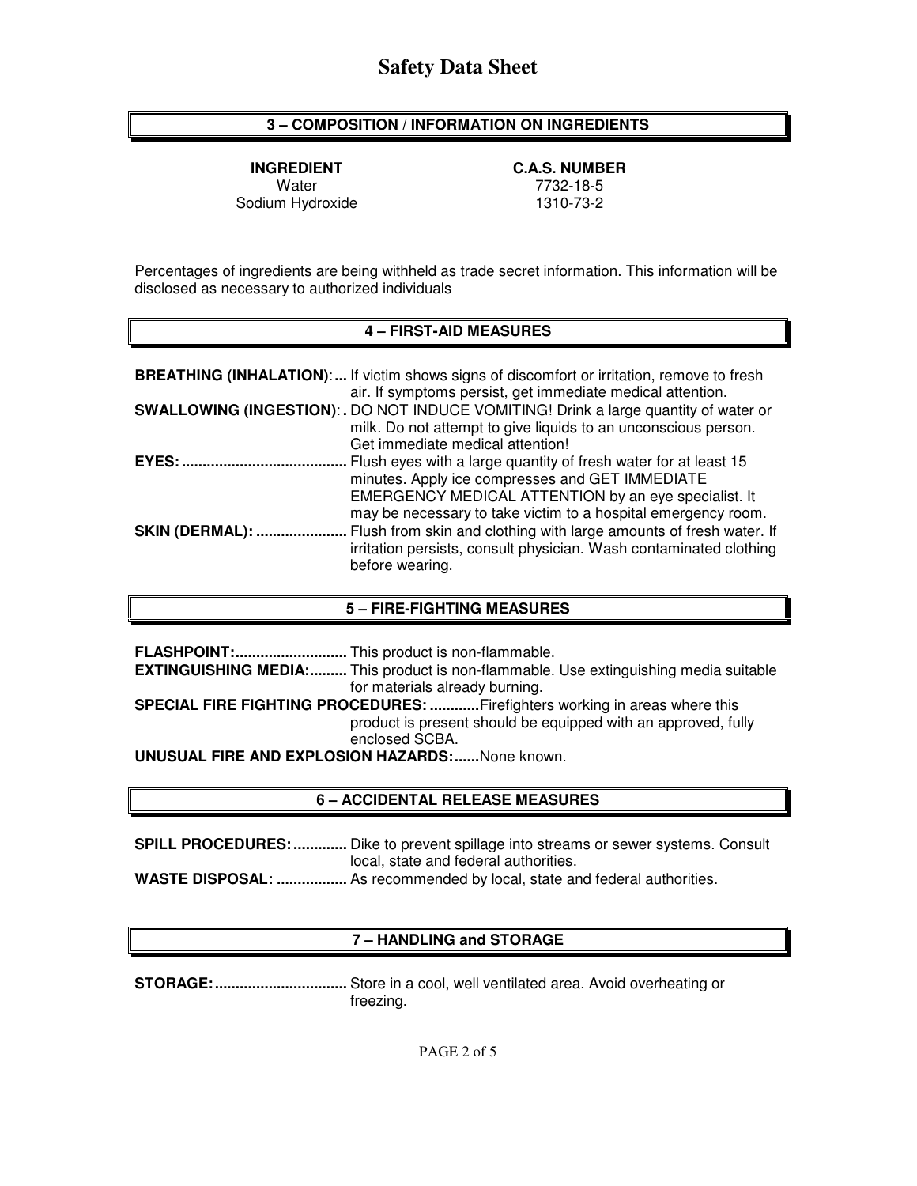# Safety Data Sheet

## 3 – COMPOSITION / INFORMATION ON INGREDIENTS

| INGREDIENT | C.A.S. NUMBER |
| --- | --- |
| Water | 7732-18-5 |
| Sodium Hydroxide | 1310-73-2 |

Percentages of ingredients are being withheld as trade secret information. This information will be disclosed as necessary to authorized individuals

## 4 – FIRST-AID MEASURES

**BREATHING (INHALATION):...** If victim shows signs of discomfort or irritation, remove to fresh air. If symptoms persist, get immediate medical attention.

**SWALLOWING (INGESTION):.** DO NOT INDUCE VOMITING! Drink a large quantity of water or milk. Do not attempt to give liquids to an unconscious person. Get immediate medical attention!

**EYES:......................................** Flush eyes with a large quantity of fresh water for at least 15 minutes. Apply ice compresses and GET IMMEDIATE EMERGENCY MEDICAL ATTENTION by an eye specialist. It may be necessary to take victim to a hospital emergency room.

**SKIN (DERMAL): .....................** Flush from skin and clothing with large amounts of fresh water. If irritation persists, consult physician. Wash contaminated clothing before wearing.

## 5 – FIRE-FIGHTING MEASURES

**FLASHPOINT:..........................** This product is non-flammable.

**EXTINGUISHING MEDIA:.........** This product is non-flammable. Use extinguishing media suitable for materials already burning.

**SPECIAL FIRE FIGHTING PROCEDURES: ............**Firefighters working in areas where this product is present should be equipped with an approved, fully enclosed SCBA.

**UNUSUAL FIRE AND EXPLOSION HAZARDS:......**None known.

## 6 – ACCIDENTAL RELEASE MEASURES

**SPILL PROCEDURES:.............** Dike to prevent spillage into streams or sewer systems. Consult local, state and federal authorities.

**WASTE DISPOSAL: .................** As recommended by local, state and federal authorities.

## 7 – HANDLING and STORAGE

**STORAGE:...............................** Store in a cool, well ventilated area. Avoid overheating or freezing.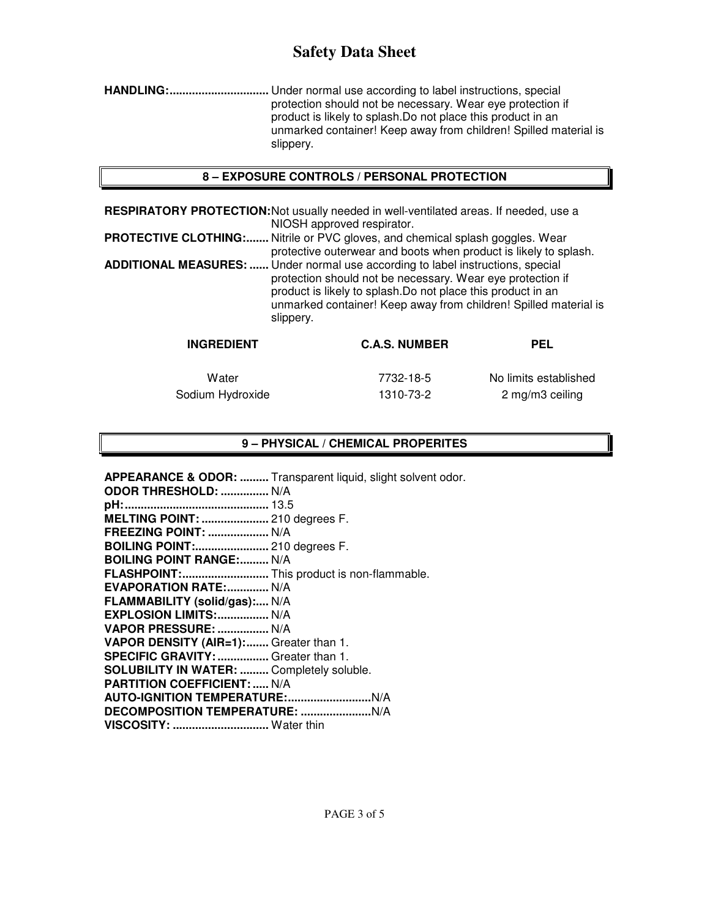**HANDLING:...............................** Under normal use according to label instructions, special protection should not be necessary. Wear eye protection if product is likely to splash.Do not place this product in an unmarked container! Keep away from children! Spilled material is slippery.

## 8 – EXPOSURE CONTROLS / PERSONAL PROTECTION

**RESPIRATORY PROTECTION:** Not usually needed in well-ventilated areas. If needed, use a NIOSH approved respirator.

**PROTECTIVE CLOTHING:.......** Nitrile or PVC gloves, and chemical splash goggles. Wear protective outerwear and boots when product is likely to splash.

**ADDITIONAL MEASURES: ......** Under normal use according to label instructions, special protection should not be necessary. Wear eye protection if product is likely to splash.Do not place this product in an unmarked container! Keep away from children! Spilled material is slippery.

| INGREDIENT | C.A.S. NUMBER | PEL |
|---|---|---|
| Water | 7732-18-5 | No limits established |
| Sodium Hydroxide | 1310-73-2 | 2 mg/m3 ceiling |

## 9 – PHYSICAL / CHEMICAL PROPERITES

**APPEARANCE & ODOR: .........** Transparent liquid, slight solvent odor.
**ODOR THRESHOLD: ...............** N/A
**pH:............................................** 13.5
**MELTING POINT: .....................** 210 degrees F.
**FREEZING POINT: ...................** N/A
**BOILING POINT:.......................** 210 degrees F.
**BOILING POINT RANGE:.........** N/A
**FLASHPOINT:...........................** This product is non-flammable.
**EVAPORATION RATE:.............** N/A
**FLAMMABILITY (solid/gas):....** N/A
**EXPLOSION LIMITS:................** N/A
**VAPOR PRESSURE: ................** N/A
**VAPOR DENSITY (AIR=1):.......** Greater than 1.
**SPECIFIC GRAVITY: ................** Greater than 1.
**SOLUBILITY IN WATER: .........** Completely soluble.
**PARTITION COEFFICIENT: .....** N/A
**AUTO-IGNITION TEMPERATURE:..........................**N/A
**DECOMPOSITION TEMPERATURE: ......................**N/A
**VISCOSITY: ..............................** Water thin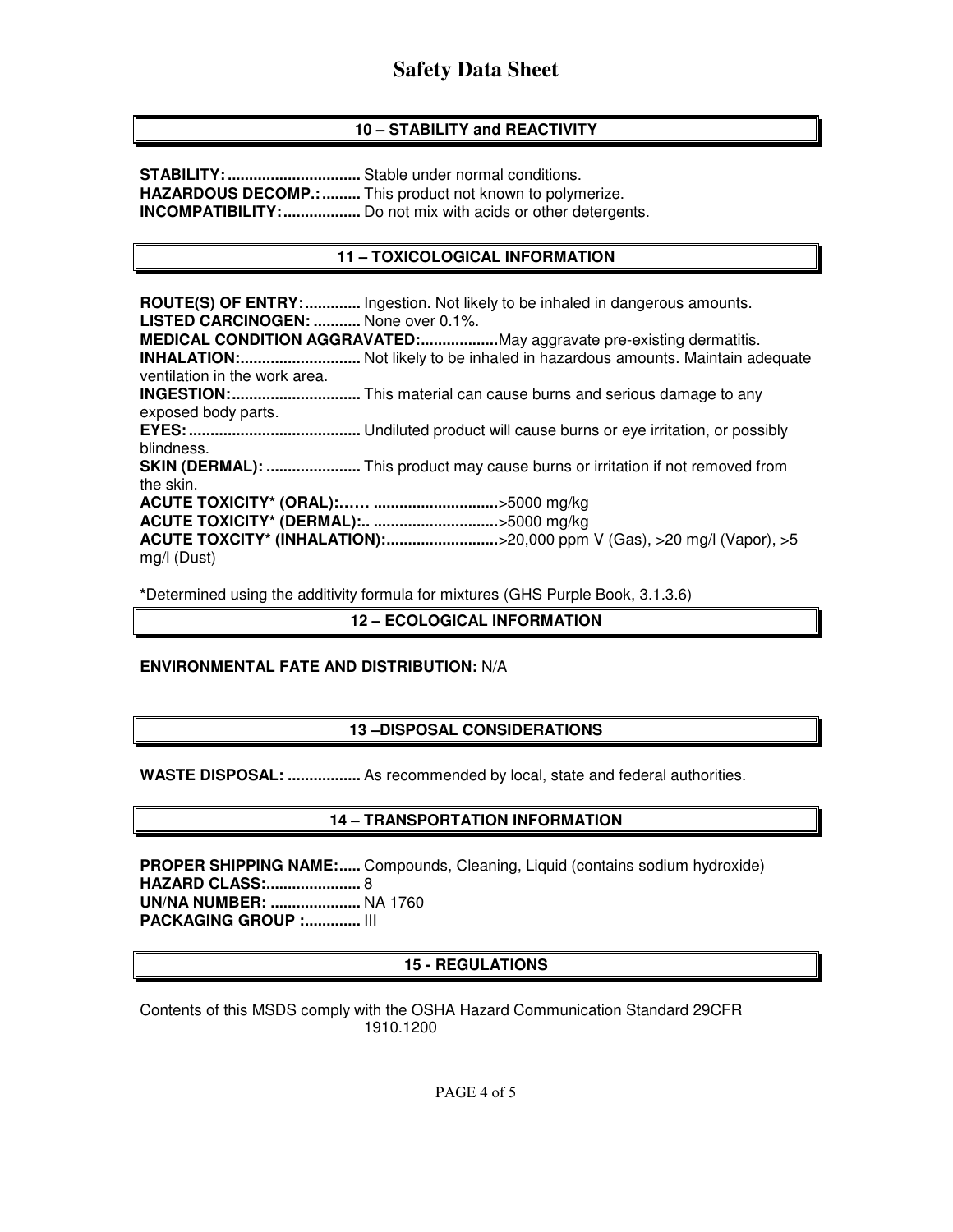# Safety Data Sheet

## 10 – STABILITY and REACTIVITY

**STABILITY:...............................** Stable under normal conditions.
**HAZARDOUS DECOMP.:.........** This product not known to polymerize.
**INCOMPATIBILITY:..................** Do not mix with acids or other detergents.

## 11 – TOXICOLOGICAL INFORMATION

**ROUTE(S) OF ENTRY:.............** Ingestion. Not likely to be inhaled in dangerous amounts.
**LISTED CARCINOGEN: ...........** None over 0.1%.
**MEDICAL CONDITION AGGRAVATED:..................**May aggravate pre-existing dermatitis.
**INHALATION:............................** Not likely to be inhaled in hazardous amounts. Maintain adequate ventilation in the work area.
**INGESTION:..............................** This material can cause burns and serious damage to any exposed body parts.
**EYES:........................................** Undiluted product will cause burns or eye irritation, or possibly blindness.
**SKIN (DERMAL): ......................** This product may cause burns or irritation if not removed from the skin.
**ACUTE TOXICITY* (ORAL):…… .............................**>5000 mg/kg
**ACUTE TOXICITY* (DERMAL):.. .............................**>5000 mg/kg
**ACUTE TOXCITY* (INHALATION):..........................**>20,000 ppm V (Gas), >20 mg/l (Vapor), >5 mg/l (Dust)

***Determined using the additivity formula for mixtures (GHS Purple Book, 3.1.3.6)

## 12 – ECOLOGICAL INFORMATION

**ENVIRONMENTAL FATE AND DISTRIBUTION:** N/A

## 13 –DISPOSAL CONSIDERATIONS

**WASTE DISPOSAL: .................** As recommended by local, state and federal authorities.

## 14 – TRANSPORTATION INFORMATION

**PROPER SHIPPING NAME:.....** Compounds, Cleaning, Liquid (contains sodium hydroxide)
**HAZARD CLASS:......................** 8
**UN/NA NUMBER: .....................** NA 1760
**PACKAGING GROUP :.............** III

## 15 - REGULATIONS

Contents of this MSDS comply with the OSHA Hazard Communication Standard 29CFR 1910.1200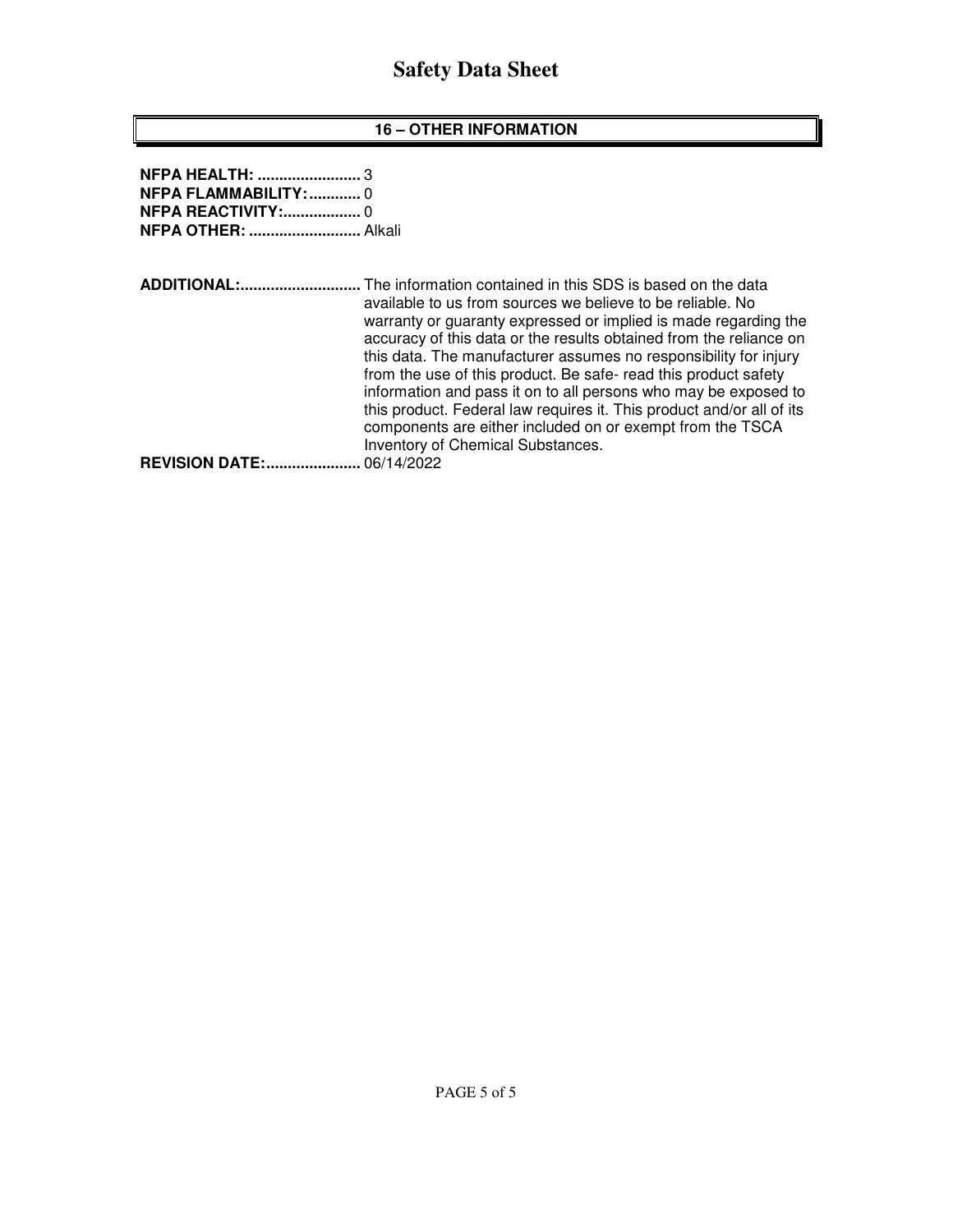## 16 – OTHER INFORMATION

**NFPA HEALTH: ........................** 3
**NFPA FLAMMABILITY:............** 0
**NFPA REACTIVITY:..................** 0
**NFPA OTHER: ..........................** Alkali

**ADDITIONAL:............................** The information contained in this SDS is based on the data available to us from sources we believe to be reliable. No warranty or guaranty expressed or implied is made regarding the accuracy of this data or the results obtained from the reliance on this data. The manufacturer assumes no responsibility for injury from the use of this product. Be safe- read this product safety information and pass it on to all persons who may be exposed to this product. Federal law requires it. This product and/or all of its components are either included on or exempt from the TSCA Inventory of Chemical Substances.
**REVISION DATE:......................** 06/14/2022